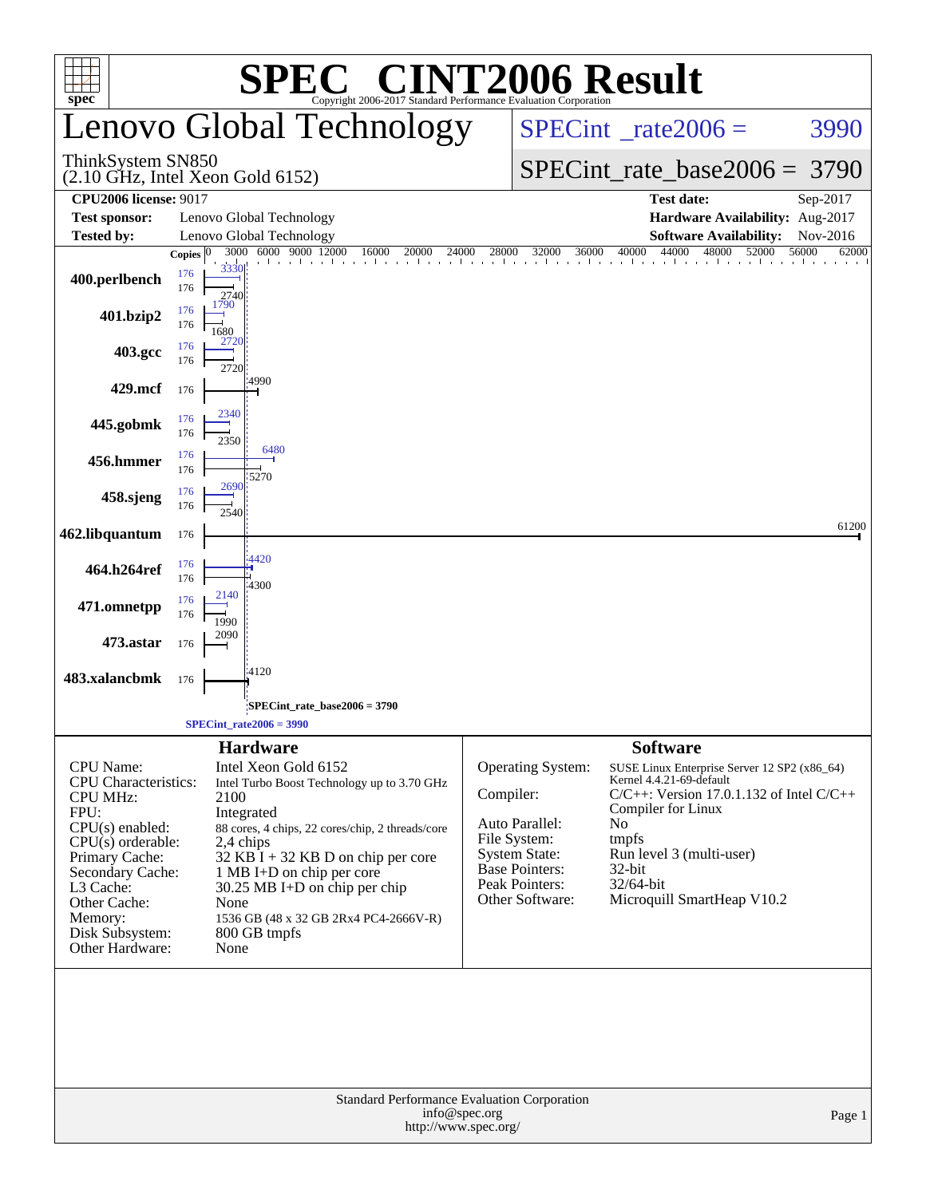# SPEC® CINT2006 Result

Copyright 2006-2017 Standard Performance Evaluation Corporation

## Lenovo Global Technology

ThinkSystem SN850
(2.10 GHz, Intel Xeon Gold 6152)

SPECint_rate2006 = 3990

SPECint_rate_base2006 = 3790

| | | | |
|---|---|---|---|
| **CPU2006 license:** 9017 | | **Test date:** | Sep-2017 |
| **Test sponsor:** | Lenovo Global Technology | **Hardware Availability:** | Aug-2017 |
| **Tested by:** | Lenovo Global Technology | **Software Availability:** | Nov-2016 |

| Benchmark | Copies (peak) | Peak | Copies (base) | Base |
|---|---|---|---|---|
| 400.perlbench | 176 | 3330 | 176 | 2740 |
| 401.bzip2 | 176 | 1790 | 176 | 1680 |
| 403.gcc | 176 | 2720 | 176 | 2720 |
| 429.mcf | | | 176 | 4990 |
| 445.gobmk | 176 | 2340 | 176 | 2350 |
| 456.hmmer | 176 | 6480 | 176 | 5270 |
| 458.sjeng | 176 | 2690 | 176 | 2540 |
| 462.libquantum | | | 176 | 61200 |
| 464.h264ref | 176 | 4420 | 176 | 4300 |
| 471.omnetpp | 176 | 2140 | 176 | 1990 |
| 473.astar | | | 176 | 2090 |
| 483.xalancbmk | | | 176 | 4120 |

SPECint_rate_base2006 = 3790

SPECint_rate2006 = 3990

### Hardware

| | |
|---|---|
| CPU Name: | Intel Xeon Gold 6152 |
| CPU Characteristics: | Intel Turbo Boost Technology up to 3.70 GHz |
| CPU MHz: | 2100 |
| FPU: | Integrated |
| CPU(s) enabled: | 88 cores, 4 chips, 22 cores/chip, 2 threads/core |
| CPU(s) orderable: | 2,4 chips |
| Primary Cache: | 32 KB I + 32 KB D on chip per core |
| Secondary Cache: | 1 MB I+D on chip per core |
| L3 Cache: | 30.25 MB I+D on chip per chip |
| Other Cache: | None |
| Memory: | 1536 GB (48 x 32 GB 2Rx4 PC4-2666V-R) |
| Disk Subsystem: | 800 GB tmpfs |
| Other Hardware: | None |

### Software

| | |
|---|---|
| Operating System: | SUSE Linux Enterprise Server 12 SP2 (x86_64) Kernel 4.4.21-69-default |
| Compiler: | C/C++: Version 17.0.1.132 of Intel C/C++ Compiler for Linux |
| Auto Parallel: | No |
| File System: | tmpfs |
| System State: | Run level 3 (multi-user) |
| Base Pointers: | 32-bit |
| Peak Pointers: | 32/64-bit |
| Other Software: | Microquill SmartHeap V10.2 |

Standard Performance Evaluation Corporation
info@spec.org
http://www.spec.org/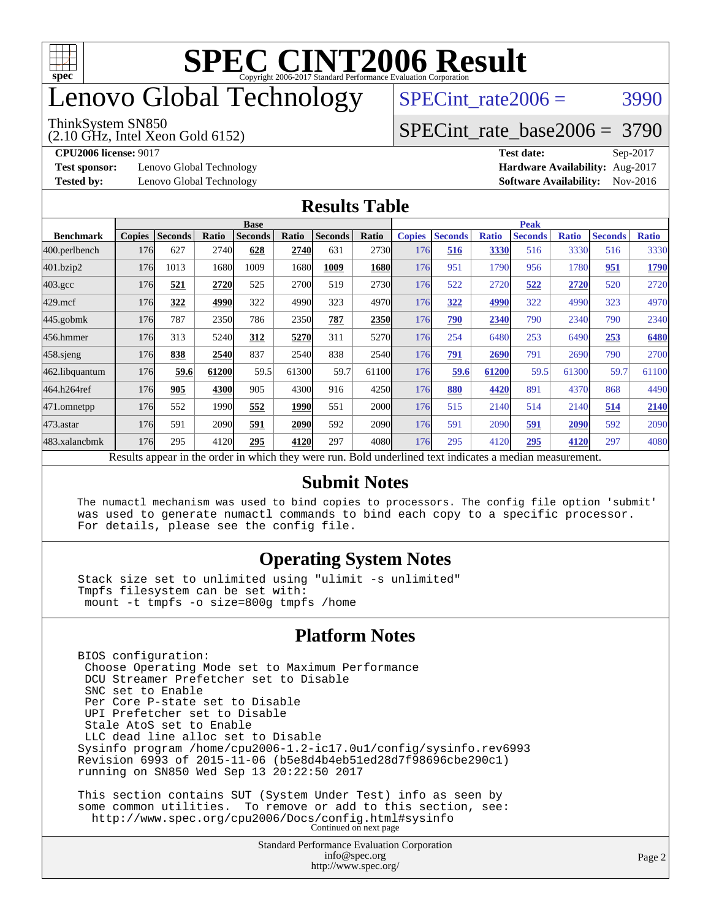# SPEC CINT2006 Result

Copyright 2006-2017 Standard Performance Evaluation Corporation

# Lenovo Global Technology

ThinkSystem SN850
(2.10 GHz, Intel Xeon Gold 6152)

SPECint_rate2006 = 3990

SPECint_rate_base2006 = 3790

**CPU2006 license:** 9017 **Test date:** Sep-2017
**Test sponsor:** Lenovo Global Technology **Hardware Availability:** Aug-2017
**Tested by:** Lenovo Global Technology **Software Availability:** Nov-2016

## Results Table

| Benchmark | Base | | | | | | | Peak | | | | | | |
|---|---|---|---|---|---|---|---|---|---|---|---|---|---|---|
| | Copies | Seconds | Ratio | Seconds | Ratio | Seconds | Ratio | Copies | Seconds | Ratio | Seconds | Ratio | Seconds | Ratio |
| 400.perlbench | 176 | 627 | 2740 | **628** | **2740** | 631 | 2730 | 176 | **516** | **3330** | 516 | 3330 | 516 | 3330 |
| 401.bzip2 | 176 | 1013 | 1680 | 1009 | 1680 | **1009** | **1680** | 176 | 951 | 1790 | 956 | 1780 | **951** | **1790** |
| 403.gcc | 176 | **521** | **2720** | 525 | 2700 | 519 | 2730 | 176 | 522 | 2720 | **522** | **2720** | 520 | 2720 |
| 429.mcf | 176 | **322** | **4990** | 322 | 4990 | 323 | 4970 | 176 | **322** | **4990** | 322 | 4990 | 323 | 4970 |
| 445.gobmk | 176 | 787 | 2350 | 786 | 2350 | **787** | **2350** | 176 | **790** | **2340** | 790 | 2340 | 790 | 2340 |
| 456.hmmer | 176 | 313 | 5240 | **312** | **5270** | 311 | 5270 | 176 | 254 | 6480 | 253 | 6490 | **253** | **6480** |
| 458.sjeng | 176 | **838** | **2540** | 837 | 2540 | 838 | 2540 | 176 | **791** | **2690** | 791 | 2690 | 790 | 2700 |
| 462.libquantum | 176 | **59.6** | **61200** | 59.5 | 61300 | 59.7 | 61100 | 176 | **59.6** | **61200** | 59.5 | 61300 | 59.7 | 61100 |
| 464.h264ref | 176 | **905** | **4300** | 905 | 4300 | 916 | 4250 | 176 | **880** | **4420** | 891 | 4370 | 868 | 4490 |
| 471.omnetpp | 176 | 552 | 1990 | **552** | **1990** | 551 | 2000 | 176 | 515 | 2140 | 514 | 2140 | **514** | **2140** |
| 473.astar | 176 | 591 | 2090 | **591** | **2090** | 592 | 2090 | 176 | 591 | 2090 | **591** | **2090** | 592 | 2090 |
| 483.xalancbmk | 176 | 295 | 4120 | **295** | **4120** | 297 | 4080 | 176 | 295 | 4120 | **295** | **4120** | 297 | 4080 |

Results appear in the order in which they were run. Bold underlined text indicates a median measurement.

## Submit Notes

```
The numactl mechanism was used to bind copies to processors. The config file option 'submit'
was used to generate numactl commands to bind each copy to a specific processor.
For details, please see the config file.
```

## Operating System Notes

```
Stack size set to unlimited using "ulimit -s unlimited"
Tmpfs filesystem can be set with:
 mount -t tmpfs -o size=800g tmpfs /home
```

## Platform Notes

```
BIOS configuration:
 Choose Operating Mode set to Maximum Performance
 DCU Streamer Prefetcher set to Disable
 SNC set to Enable
 Per Core P-state set to Disable
 UPI Prefetcher set to Disable
 Stale AtoS set to Enable
 LLC dead line alloc set to Disable
Sysinfo program /home/cpu2006-1.2-ic17.0u1/config/sysinfo.rev6993
Revision 6993 of 2015-11-06 (b5e8d4b4eb51ed28d7f98696cbe290c1)
running on SN850 Wed Sep 13 20:22:50 2017

This section contains SUT (System Under Test) info as seen by
some common utilities.  To remove or add to this section, see:
  http://www.spec.org/cpu2006/Docs/config.html#sysinfo
```

Continued on next page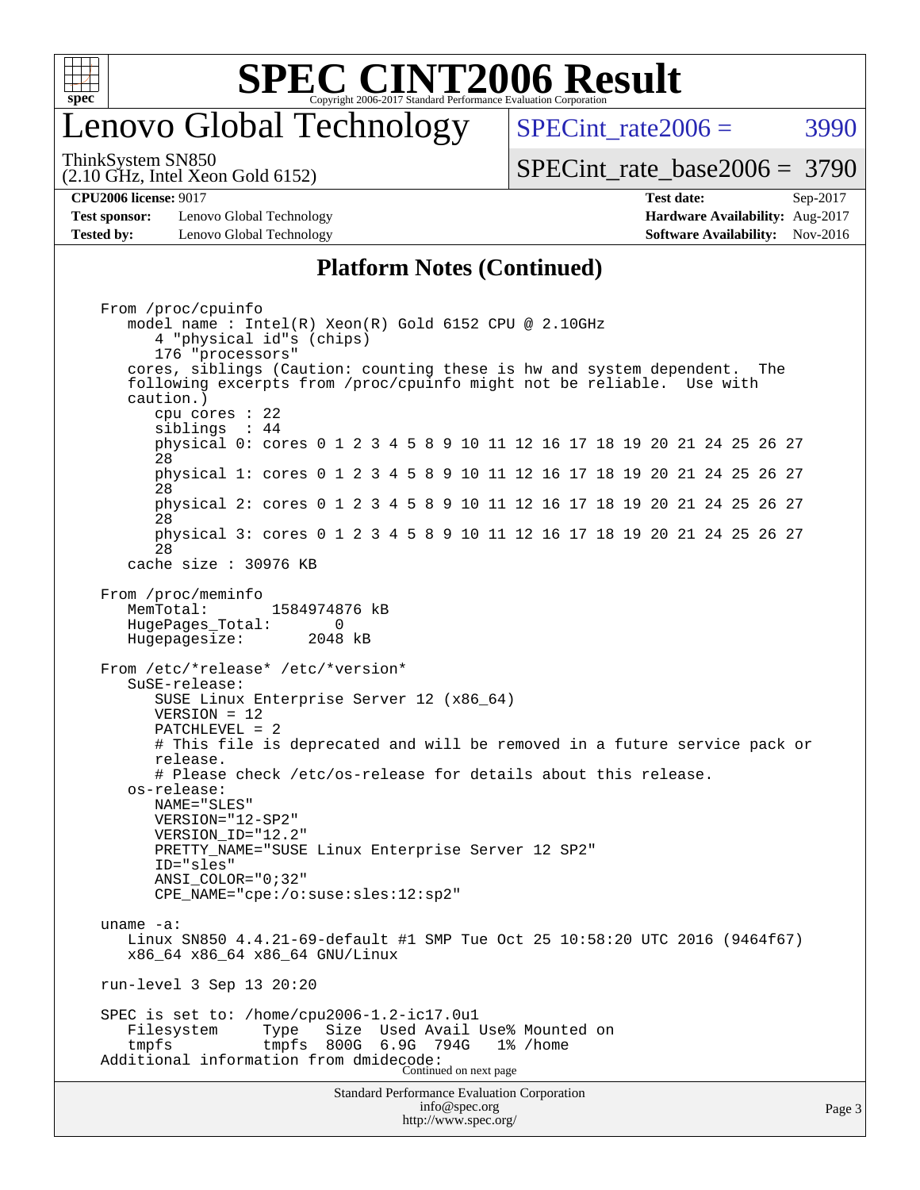## Platform Notes (Continued)

```
From /proc/cpuinfo
   model name : Intel(R) Xeon(R) Gold 6152 CPU @ 2.10GHz
      4 "physical id"s (chips)
      176 "processors"
   cores, siblings (Caution: counting these is hw and system dependent.  The
   following excerpts from /proc/cpuinfo might not be reliable.  Use with
   caution.)
      cpu cores : 22
      siblings  : 44
      physical 0: cores 0 1 2 3 4 5 8 9 10 11 12 16 17 18 19 20 21 24 25 26 27
      28
      physical 1: cores 0 1 2 3 4 5 8 9 10 11 12 16 17 18 19 20 21 24 25 26 27
      28
      physical 2: cores 0 1 2 3 4 5 8 9 10 11 12 16 17 18 19 20 21 24 25 26 27
      28
      physical 3: cores 0 1 2 3 4 5 8 9 10 11 12 16 17 18 19 20 21 24 25 26 27
      28
   cache size : 30976 KB

From /proc/meminfo
   MemTotal:       1584974876 kB
   HugePages_Total:       0
   Hugepagesize:       2048 kB

From /etc/*release* /etc/*version*
   SuSE-release:
      SUSE Linux Enterprise Server 12 (x86_64)
      VERSION = 12
      PATCHLEVEL = 2
      # This file is deprecated and will be removed in a future service pack or
      release.
      # Please check /etc/os-release for details about this release.
   os-release:
      NAME="SLES"
      VERSION="12-SP2"
      VERSION_ID="12.2"
      PRETTY_NAME="SUSE Linux Enterprise Server 12 SP2"
      ID="sles"
      ANSI_COLOR="0;32"
      CPE_NAME="cpe:/o:suse:sles:12:sp2"

uname -a:
   Linux SN850 4.4.21-69-default #1 SMP Tue Oct 25 10:58:20 UTC 2016 (9464f67)
   x86_64 x86_64 x86_64 GNU/Linux

run-level 3 Sep 13 20:20

SPEC is set to: /home/cpu2006-1.2-ic17.0u1
   Filesystem     Type   Size  Used Avail Use% Mounted on
   tmpfs          tmpfs  800G  6.9G  794G   1% /home
Additional information from dmidecode:
```

Continued on next page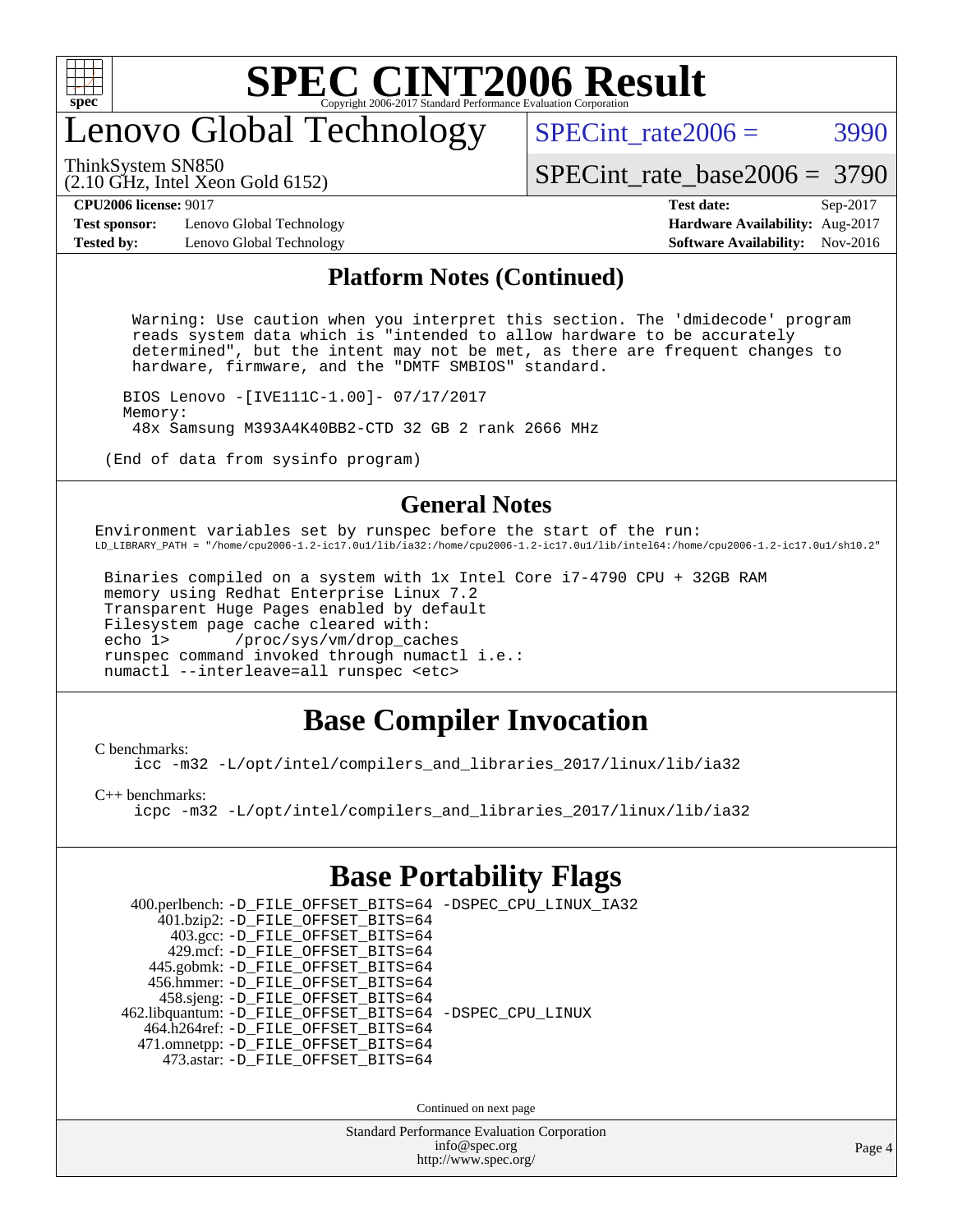## Platform Notes (Continued)

```
 Warning: Use caution when you interpret this section. The 'dmidecode' program
 reads system data which is "intended to allow hardware to be accurately
 determined", but the intent may not be met, as there are frequent changes to
 hardware, firmware, and the "DMTF SMBIOS" standard.

BIOS Lenovo -[IVE111C-1.00]- 07/17/2017
Memory:
 48x Samsung M393A4K40BB2-CTD 32 GB 2 rank 2666 MHz

(End of data from sysinfo program)
```

## General Notes

Environment variables set by runspec before the start of the run:

```
LD_LIBRARY_PATH = "/home/cpu2006-1.2-ic17.0u1/lib/ia32:/home/cpu2006-1.2-ic17.0u1/lib/intel64:/home/cpu2006-1.2-ic17.0u1/sh10.2"
```

```
Binaries compiled on a system with 1x Intel Core i7-4790 CPU + 32GB RAM
memory using Redhat Enterprise Linux 7.2
Transparent Huge Pages enabled by default
Filesystem page cache cleared with:
echo 1>       /proc/sys/vm/drop_caches
runspec command invoked through numactl i.e.:
numactl --interleave=all runspec <etc>
```

# Base Compiler Invocation

C benchmarks:

```
icc -m32 -L/opt/intel/compilers_and_libraries_2017/linux/lib/ia32
```

C++ benchmarks:

```
icpc -m32 -L/opt/intel/compilers_and_libraries_2017/linux/lib/ia32
```

# Base Portability Flags

```
  400.perlbench: -D_FILE_OFFSET_BITS=64 -DSPEC_CPU_LINUX_IA32
      401.bzip2: -D_FILE_OFFSET_BITS=64
        403.gcc: -D_FILE_OFFSET_BITS=64
        429.mcf: -D_FILE_OFFSET_BITS=64
     445.gobmk: -D_FILE_OFFSET_BITS=64
     456.hmmer: -D_FILE_OFFSET_BITS=64
     458.sjeng: -D_FILE_OFFSET_BITS=64
462.libquantum: -D_FILE_OFFSET_BITS=64 -DSPEC_CPU_LINUX
   464.h264ref: -D_FILE_OFFSET_BITS=64
   471.omnetpp: -D_FILE_OFFSET_BITS=64
     473.astar: -D_FILE_OFFSET_BITS=64
```

Continued on next page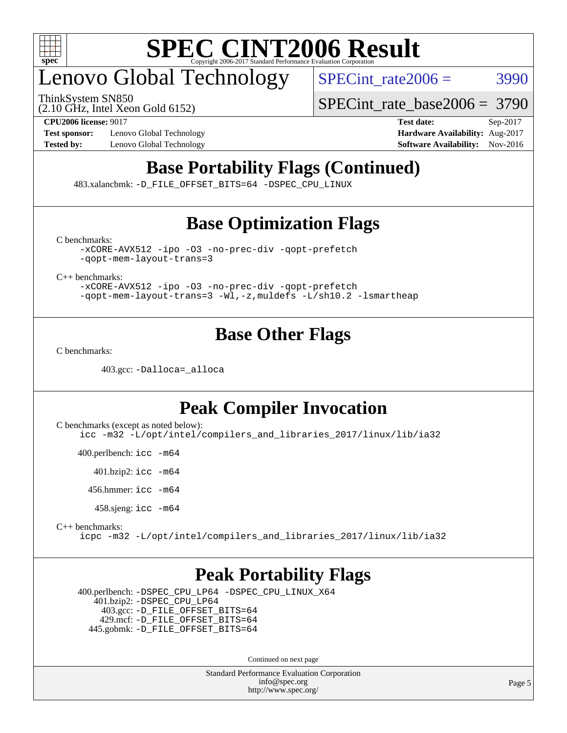## Base Portability Flags (Continued)

483.xalancbmk: `-D_FILE_OFFSET_BITS=64 -DSPEC_CPU_LINUX`

## Base Optimization Flags

C benchmarks:

```
-xCORE-AVX512 -ipo -O3 -no-prec-div -qopt-prefetch
-qopt-mem-layout-trans=3
```

C++ benchmarks:

```
-xCORE-AVX512 -ipo -O3 -no-prec-div -qopt-prefetch
-qopt-mem-layout-trans=3 -Wl,-z,muldefs -L/sh10.2 -lsmartheap
```

## Base Other Flags

C benchmarks:

403.gcc: `-Dalloca=_alloca`

## Peak Compiler Invocation

C benchmarks (except as noted below):

```
icc -m32 -L/opt/intel/compilers_and_libraries_2017/linux/lib/ia32
```

400.perlbench: `icc -m64`

401.bzip2: `icc -m64`

456.hmmer: `icc -m64`

458.sjeng: `icc -m64`

C++ benchmarks:

```
icpc -m32 -L/opt/intel/compilers_and_libraries_2017/linux/lib/ia32
```

## Peak Portability Flags

400.perlbench: `-DSPEC_CPU_LP64 -DSPEC_CPU_LINUX_X64`
401.bzip2: `-DSPEC_CPU_LP64`
403.gcc: `-D_FILE_OFFSET_BITS=64`
429.mcf: `-D_FILE_OFFSET_BITS=64`
445.gobmk: `-D_FILE_OFFSET_BITS=64`

Continued on next page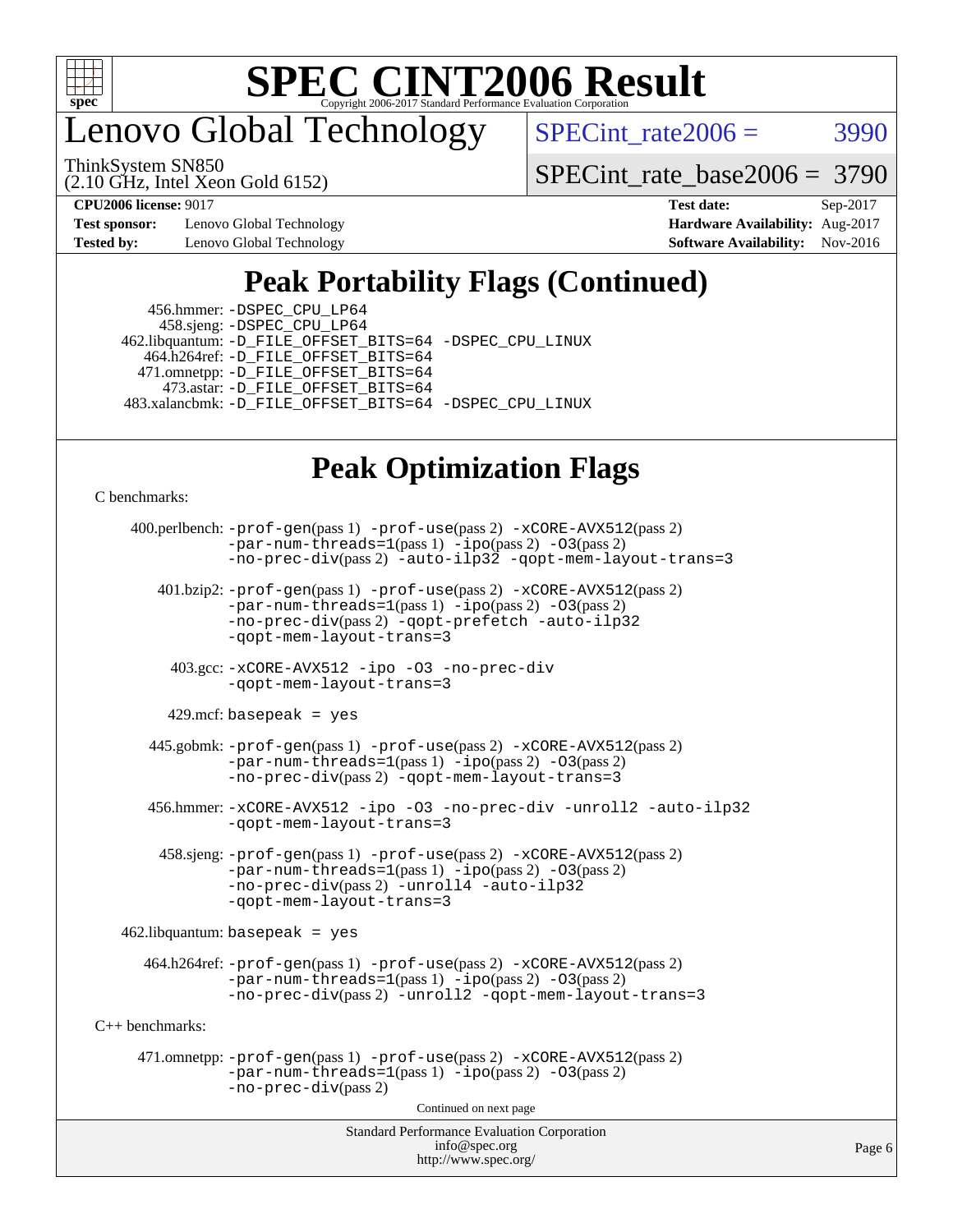# SPEC CINT2006 Result

## Lenovo Global Technology

ThinkSystem SN850
(2.10 GHz, Intel Xeon Gold 6152)

SPECint_rate2006 = 3990

SPECint_rate_base2006 = 3790

**CPU2006 license:** 9017
**Test sponsor:** Lenovo Global Technology
**Tested by:** Lenovo Global Technology

**Test date:** Sep-2017
**Hardware Availability:** Aug-2017
**Software Availability:** Nov-2016

## Peak Portability Flags (Continued)

456.hmmer: -DSPEC_CPU_LP64
458.sjeng: -DSPEC_CPU_LP64
462.libquantum: -D_FILE_OFFSET_BITS=64 -DSPEC_CPU_LINUX
464.h264ref: -D_FILE_OFFSET_BITS=64
471.omnetpp: -D_FILE_OFFSET_BITS=64
473.astar: -D_FILE_OFFSET_BITS=64
483.xalancbmk: -D_FILE_OFFSET_BITS=64 -DSPEC_CPU_LINUX

## Peak Optimization Flags

C benchmarks:

400.perlbench: -prof-gen(pass 1) -prof-use(pass 2) -xCORE-AVX512(pass 2) -par-num-threads=1(pass 1) -ipo(pass 2) -O3(pass 2) -no-prec-div(pass 2) -auto-ilp32 -qopt-mem-layout-trans=3

401.bzip2: -prof-gen(pass 1) -prof-use(pass 2) -xCORE-AVX512(pass 2) -par-num-threads=1(pass 1) -ipo(pass 2) -O3(pass 2) -no-prec-div(pass 2) -qopt-prefetch -auto-ilp32 -qopt-mem-layout-trans=3

403.gcc: -xCORE-AVX512 -ipo -O3 -no-prec-div -qopt-mem-layout-trans=3

429.mcf: basepeak = yes

445.gobmk: -prof-gen(pass 1) -prof-use(pass 2) -xCORE-AVX512(pass 2) -par-num-threads=1(pass 1) -ipo(pass 2) -O3(pass 2) -no-prec-div(pass 2) -qopt-mem-layout-trans=3

456.hmmer: -xCORE-AVX512 -ipo -O3 -no-prec-div -unroll2 -auto-ilp32 -qopt-mem-layout-trans=3

458.sjeng: -prof-gen(pass 1) -prof-use(pass 2) -xCORE-AVX512(pass 2) -par-num-threads=1(pass 1) -ipo(pass 2) -O3(pass 2) -no-prec-div(pass 2) -unroll4 -auto-ilp32 -qopt-mem-layout-trans=3

462.libquantum: basepeak = yes

464.h264ref: -prof-gen(pass 1) -prof-use(pass 2) -xCORE-AVX512(pass 2) -par-num-threads=1(pass 1) -ipo(pass 2) -O3(pass 2) -no-prec-div(pass 2) -unroll2 -qopt-mem-layout-trans=3

C++ benchmarks:

471.omnetpp: -prof-gen(pass 1) -prof-use(pass 2) -xCORE-AVX512(pass 2) -par-num-threads=1(pass 1) -ipo(pass 2) -O3(pass 2) -no-prec-div(pass 2)

Continued on next page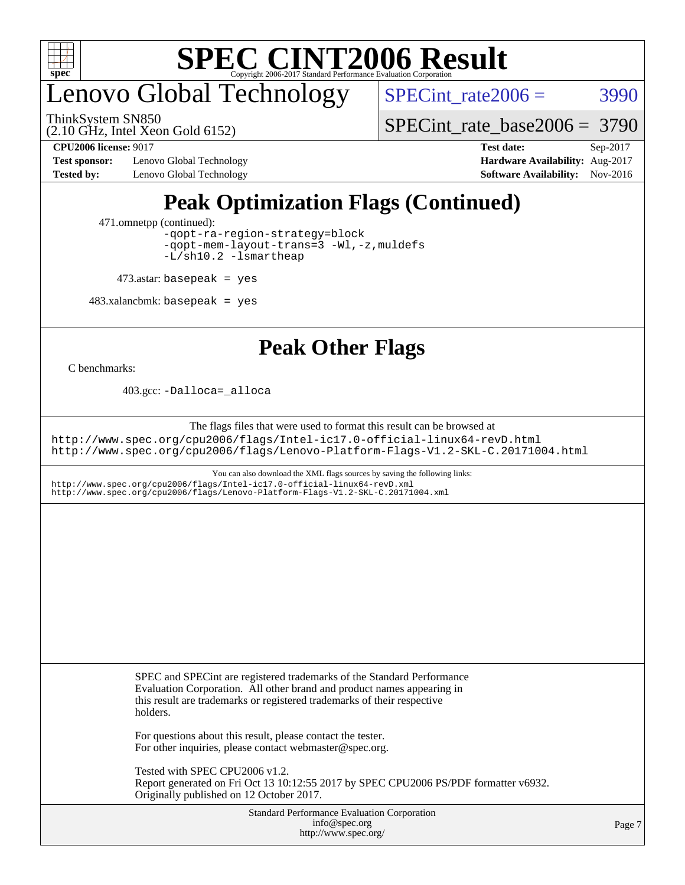# Peak Optimization Flags (Continued)

471.omnetpp (continued):

```
-qopt-ra-region-strategy=block
-qopt-mem-layout-trans=3 -Wl,-z,muldefs
-L/sh10.2 -lsmartheap
```

473.astar: `basepeak = yes`

483.xalancbmk: `basepeak = yes`

# Peak Other Flags

C benchmarks:

403.gcc: `-Dalloca=_alloca`

The flags files that were used to format this result can be browsed at

http://www.spec.org/cpu2006/flags/Intel-ic17.0-official-linux64-revD.html
http://www.spec.org/cpu2006/flags/Lenovo-Platform-Flags-V1.2-SKL-C.20171004.html

You can also download the XML flags sources by saving the following links:

http://www.spec.org/cpu2006/flags/Intel-ic17.0-official-linux64-revD.xml
http://www.spec.org/cpu2006/flags/Lenovo-Platform-Flags-V1.2-SKL-C.20171004.xml

SPEC and SPECint are registered trademarks of the Standard Performance Evaluation Corporation. All other brand and product names appearing in this result are trademarks or registered trademarks of their respective holders.

For questions about this result, please contact the tester.
For other inquiries, please contact webmaster@spec.org.

Tested with SPEC CPU2006 v1.2.
Report generated on Fri Oct 13 10:12:55 2017 by SPEC CPU2006 PS/PDF formatter v6932.
Originally published on 12 October 2017.